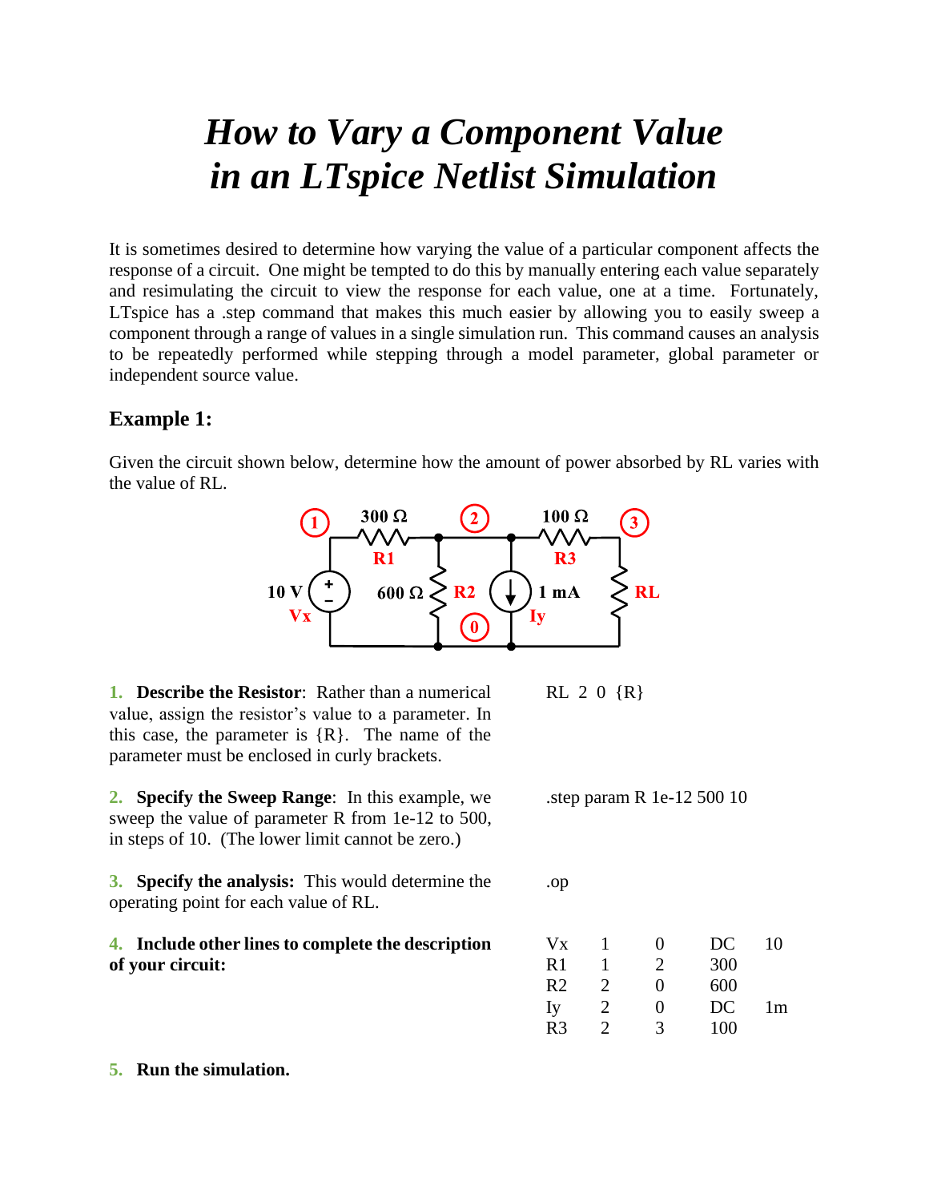# *How to Vary a Component Value in an LTspice Netlist Simulation*

It is sometimes desired to determine how varying the value of a particular component affects the response of a circuit. One might be tempted to do this by manually entering each value separately and resimulating the circuit to view the response for each value, one at a time. Fortunately, LTspice has a .step command that makes this much easier by allowing you to easily sweep a component through a range of values in a single simulation run. This command causes an analysis to be repeatedly performed while stepping through a model parameter, global parameter or independent source value.

## Example 1:

Given the circuit shown below, determine how the amount of power absorbed by RL varies with the value of RL.

**1. Describe the Resistor**: Rather than a numerical value, assign the resistor's value to a parameter. In this case, the parameter is {R}. The name of the parameter must be enclosed in curly brackets.

```
RL  2  0  {R}
```

**2. Specify the Sweep Range**: In this example, we sweep the value of parameter R from 1e-12 to 500, in steps of 10. (The lower limit cannot be zero.)

```
.step param R 1e-12 500 10
```

**3. Specify the analysis:** This would determine the operating point for each value of RL.

```
.op
```

**4. Include other lines to complete the description of your circuit:**

```
Vx   1   0   DC   10
R1   1   2   300
R2   2   0   600
Iy   2   0   DC   1m
R3   2   3   100
```

**5. Run the simulation.**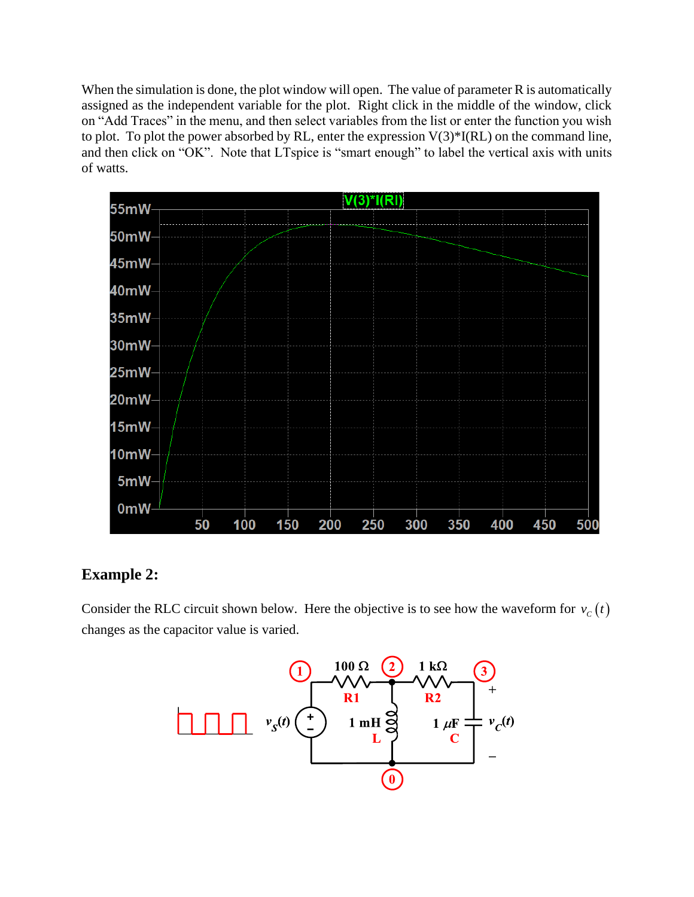When the simulation is done, the plot window will open. The value of parameter R is automatically assigned as the independent variable for the plot. Right click in the middle of the window, click on "Add Traces" in the menu, and then select variables from the list or enter the function you wish to plot. To plot the power absorbed by RL, enter the expression V(3)*I(RL) on the command line, and then click on "OK". Note that LTspice is "smart enough" to label the vertical axis with units of watts.

## Example 2:

Consider the RLC circuit shown below. Here the objective is to see how the waveform for $v_C(t)$ changes as the capacitor value is varied.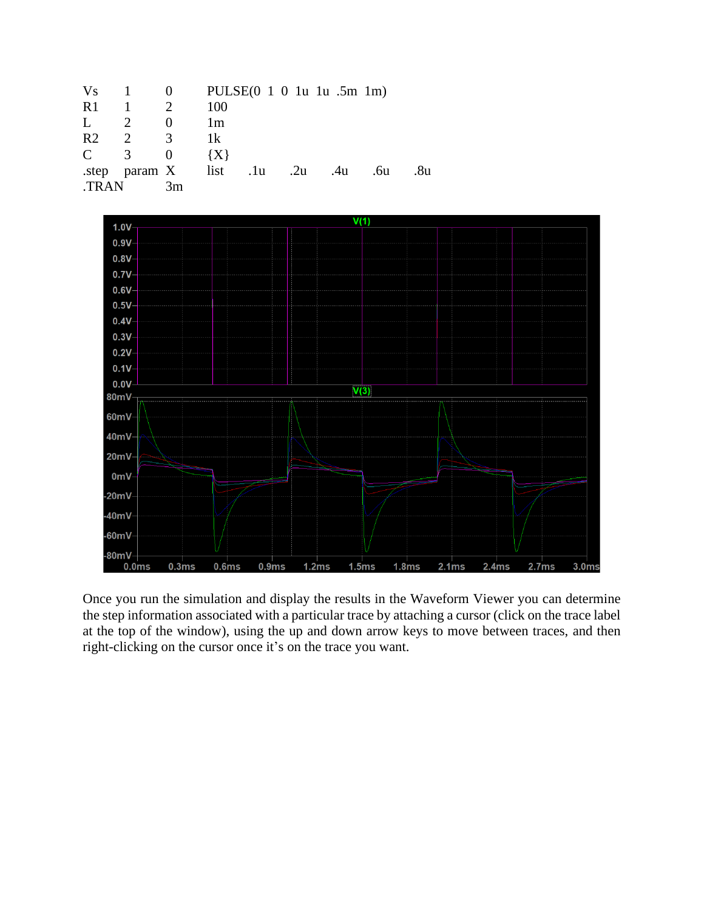```
Vs      1     0     PULSE(0 1 0 1u 1u .5m 1m)
R1      1     2     100
L       2     0     1m
R2      2     3     1k
C       3     0     {X}
.step   param X     list  .1u  .2u  .4u  .6u  .8u
.TRAN         3m
```

V(1)

1.0V
0.9V
0.8V
0.7V
0.6V
0.5V
0.4V
0.3V
0.2V
0.1V
0.0V

V(3)

80mV
60mV
40mV
20mV
0mV
-20mV
-40mV
-60mV
-80mV

0.0ms 0.3ms 0.6ms 0.9ms 1.2ms 1.5ms 1.8ms 2.1ms 2.4ms 2.7ms 3.0ms

Once you run the simulation and display the results in the Waveform Viewer you can determine the step information associated with a particular trace by attaching a cursor (click on the trace label at the top of the window), using the up and down arrow keys to move between traces, and then right-clicking on the cursor once it's on the trace you want.